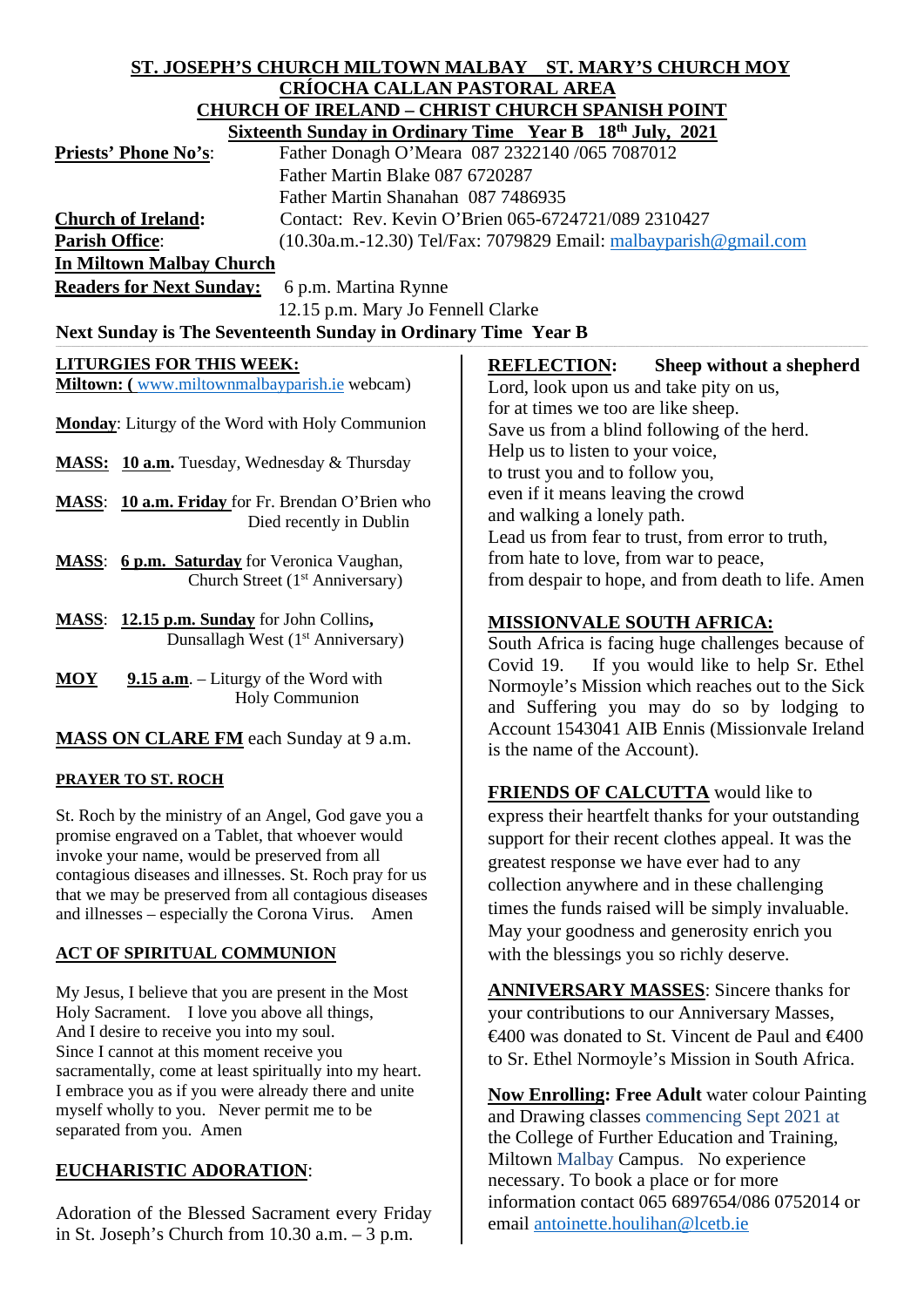**ST. JOSEPH'S CHURCH MILTOWN MALBAY ST. MARY'S CHURCH MOY**
**CRÍOCHA CALLAN PASTORAL AREA**
**CHURCH OF IRELAND – CHRIST CHURCH SPANISH POINT**
**Sixteenth Sunday in Ordinary Time Year B 18th July, 2021**

**Priests' Phone No's**: Father Donagh O'Meara 087 2322140 /065 7087012
Father Martin Blake 087 6720287
Father Martin Shanahan 087 7486935

**Church of Ireland**: Contact: Rev. Kevin O'Brien 065-6724721/089 2310427

**Parish Office**: (10.30a.m.-12.30) Tel/Fax: 7079829 Email: malbayparish@gmail.com

**In Miltown Malbay Church**

**Readers for Next Sunday:** 6 p.m. Martina Rynne
12.15 p.m. Mary Jo Fennell Clarke

**Next Sunday is The Seventeenth Sunday in Ordinary Time Year B**

**LITURGIES FOR THIS WEEK:**

**Miltown: (** www.miltownmalbayparish.ie webcam)

**Monday**: Liturgy of the Word with Holy Communion

**MASS: 10 a.m.** Tuesday, Wednesday & Thursday

**MASS**: **10 a.m. Friday** for Fr. Brendan O'Brien who Died recently in Dublin

**MASS**: **6 p.m. Saturday** for Veronica Vaughan, Church Street (1st Anniversary)

**MASS**: **12.15 p.m. Sunday** for John Collins**,** Dunsallagh West (1st Anniversary)

**MOY** **9.15 a.m**. – Liturgy of the Word with Holy Communion

**MASS ON CLARE FM** each Sunday at 9 a.m.

**PRAYER TO ST. ROCH**

St. Roch by the ministry of an Angel, God gave you a promise engraved on a Tablet, that whoever would invoke your name, would be preserved from all contagious diseases and illnesses. St. Roch pray for us that we may be preserved from all contagious diseases and illnesses – especially the Corona Virus. Amen

**ACT OF SPIRITUAL COMMUNION**

My Jesus, I believe that you are present in the Most Holy Sacrament. I love you above all things,
And I desire to receive you into my soul.
Since I cannot at this moment receive you sacramentally, come at least spiritually into my heart.
I embrace you as if you were already there and unite myself wholly to you. Never permit me to be separated from you. Amen

**EUCHARISTIC ADORATION**:

Adoration of the Blessed Sacrament every Friday in St. Joseph's Church from 10.30 a.m. – 3 p.m.

**REFLECTION: Sheep without a shepherd**

Lord, look upon us and take pity on us,
for at times we too are like sheep.
Save us from a blind following of the herd.
Help us to listen to your voice,
to trust you and to follow you,
even if it means leaving the crowd
and walking a lonely path.
Lead us from fear to trust, from error to truth,
from hate to love, from war to peace,
from despair to hope, and from death to life. Amen

**MISSIONVALE SOUTH AFRICA:**

South Africa is facing huge challenges because of Covid 19. If you would like to help Sr. Ethel Normoyle's Mission which reaches out to the Sick and Suffering you may do so by lodging to Account 1543041 AIB Ennis (Missionvale Ireland is the name of the Account).

**FRIENDS OF CALCUTTA** would like to express their heartfelt thanks for your outstanding support for their recent clothes appeal. It was the greatest response we have ever had to any collection anywhere and in these challenging times the funds raised will be simply invaluable. May your goodness and generosity enrich you with the blessings you so richly deserve.

**ANNIVERSARY MASSES**: Sincere thanks for your contributions to our Anniversary Masses, €400 was donated to St. Vincent de Paul and €400 to Sr. Ethel Normoyle's Mission in South Africa.

**Now Enrolling: Free Adult** water colour Painting and Drawing classes commencing Sept 2021 at the College of Further Education and Training, Miltown Malbay Campus. No experience necessary. To book a place or for more information contact 065 6897654/086 0752014 or email antoinette.houlihan@lcetb.ie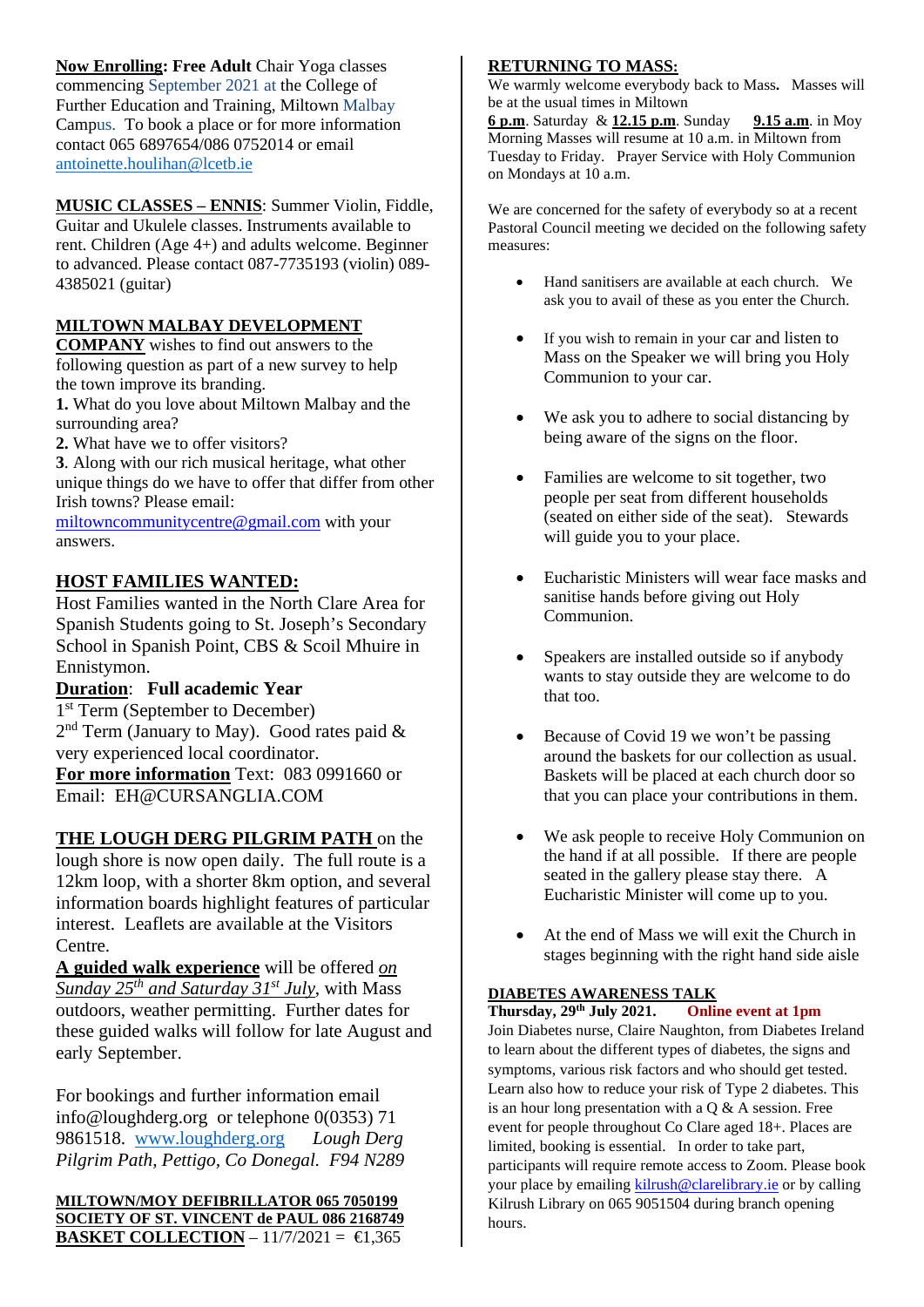**Now Enrolling: Free Adult** Chair Yoga classes commencing September 2021 at the College of Further Education and Training, Miltown Malbay Campus. To book a place or for more information contact 065 6897654/086 0752014 or email antoinette.houlihan@lcetb.ie

**MUSIC CLASSES – ENNIS**: Summer Violin, Fiddle, Guitar and Ukulele classes. Instruments available to rent. Children (Age 4+) and adults welcome. Beginner to advanced. Please contact 087-7735193 (violin) 089-4385021 (guitar)

**MILTOWN MALBAY DEVELOPMENT COMPANY** wishes to find out answers to the following question as part of a new survey to help the town improve its branding.

**1.** What do you love about Miltown Malbay and the surrounding area?

**2.** What have we to offer visitors?

**3**. Along with our rich musical heritage, what other unique things do we have to offer that differ from other Irish towns? Please email: miltowncommunitycentre@gmail.com with your answers.

## HOST FAMILIES WANTED:

Host Families wanted in the North Clare Area for Spanish Students going to St. Joseph's Secondary School in Spanish Point, CBS & Scoil Mhuire in Ennistymon.

**Duration**: **Full academic Year**

1st Term (September to December)

2nd Term (January to May). Good rates paid & very experienced local coordinator.

**For more information** Text: 083 0991660 or Email: EH@CURSANGLIA.COM

**THE LOUGH DERG PILGRIM PATH** on the lough shore is now open daily. The full route is a 12km loop, with a shorter 8km option, and several information boards highlight features of particular interest. Leaflets are available at the Visitors Centre.

**A guided walk experience** will be offered *on Sunday 25th and Saturday 31st July*, with Mass outdoors, weather permitting. Further dates for these guided walks will follow for late August and early September.

For bookings and further information email info@loughderg.org or telephone 0(0353) 71 9861518. www.loughderg.org *Lough Derg Pilgrim Path, Pettigo, Co Donegal. F94 N289*

**MILTOWN/MOY DEFIBRILLATOR 065 7050199**
**SOCIETY OF ST. VINCENT de PAUL 086 2168749**
**BASKET COLLECTION** – 11/7/2021 = €1,365

## RETURNING TO MASS:

We warmly welcome everybody back to Mass**.** Masses will be at the usual times in Miltown **6 p.m**. Saturday & **12.15 p.m**. Sunday **9.15 a.m**. in Moy Morning Masses will resume at 10 a.m. in Miltown from Tuesday to Friday. Prayer Service with Holy Communion on Mondays at 10 a.m.

We are concerned for the safety of everybody so at a recent Pastoral Council meeting we decided on the following safety measures:

- Hand sanitisers are available at each church. We ask you to avail of these as you enter the Church.
- If you wish to remain in your car and listen to Mass on the Speaker we will bring you Holy Communion to your car.
- We ask you to adhere to social distancing by being aware of the signs on the floor.
- Families are welcome to sit together, two people per seat from different households (seated on either side of the seat). Stewards will guide you to your place.
- Eucharistic Ministers will wear face masks and sanitise hands before giving out Holy Communion.
- Speakers are installed outside so if anybody wants to stay outside they are welcome to do that too.
- Because of Covid 19 we won't be passing around the baskets for our collection as usual. Baskets will be placed at each church door so that you can place your contributions in them.
- We ask people to receive Holy Communion on the hand if at all possible. If there are people seated in the gallery please stay there. A Eucharistic Minister will come up to you.
- At the end of Mass we will exit the Church in stages beginning with the right hand side aisle

**DIABETES AWARENESS TALK**
**Thursday, 29th July 2021.** **Online event at 1pm**

Join Diabetes nurse, Claire Naughton, from Diabetes Ireland to learn about the different types of diabetes, the signs and symptoms, various risk factors and who should get tested. Learn also how to reduce your risk of Type 2 diabetes. This is an hour long presentation with a Q & A session. Free event for people throughout Co Clare aged 18+. Places are limited, booking is essential. In order to take part, participants will require remote access to Zoom. Please book your place by emailing kilrush@clarelibrary.ie or by calling Kilrush Library on 065 9051504 during branch opening hours.